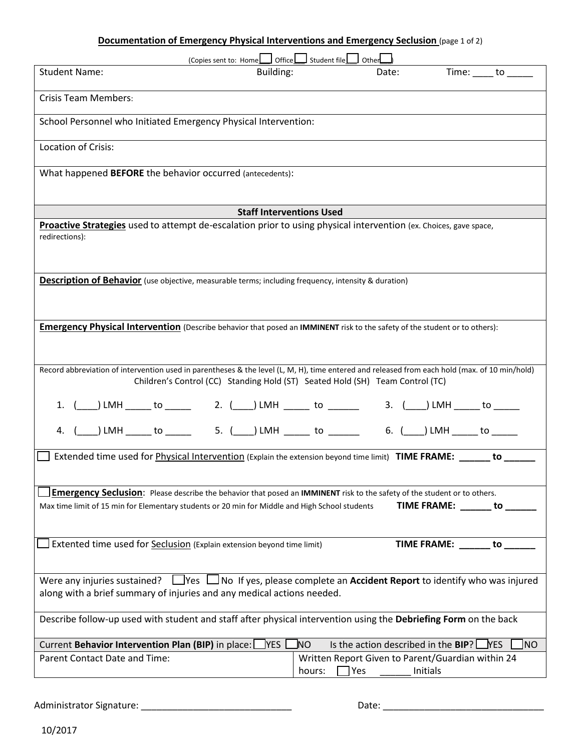**Documentation of Emergency Physical Interventions and Emergency Seclusion** (page 1 of 2)

(Copies sent to: Home☐ Office☐ Student file☐ Other☐)

Student Name: Building: Date: Time: ____ to _____

Crisis Team Members:

School Personnel who Initiated Emergency Physical Intervention:

Location of Crisis:

What happened **BEFORE** the behavior occurred (antecedents):

**Staff Interventions Used**

**Proactive Strategies** used to attempt de-escalation prior to using physical intervention (ex. Choices, gave space, redirections):

**Description of Behavior** (use objective, measurable terms; including frequency, intensity & duration)

**Emergency Physical Intervention** (Describe behavior that posed an **IMMINENT** risk to the safety of the student or to others):

Record abbreviation of intervention used in parentheses & the level (L, M, H), time entered and released from each hold (max. of 10 min/hold)

Children's Control (CC) Standing Hold (ST) Seated Hold (SH) Team Control (TC)

1. (____) LMH _____ to _____ 2. (____) LMH _____ to ______ 3. (____) LMH _____ to _____

4. (____) LMH _____ to _____ 5. (____) LMH _____ to ______ 6. (____) LMH _____ to _____

☐ Extended time used for Physical Intervention (Explain the extension beyond time limit) **TIME FRAME: ______ to ______**

☐ **Emergency Seclusion**: Please describe the behavior that posed an **IMMINENT** risk to the safety of the student or to others.
Max time limit of 15 min for Elementary students or 20 min for Middle and High School students **TIME FRAME: ______ to ______**

☐ Extented time used for Seclusion (Explain extension beyond time limit) **TIME FRAME: ______ to ______**

Were any injuries sustained? ☐ Yes ☐ No If yes, please complete an **Accident Report** to identify who was injured along with a brief summary of injuries and any medical actions needed.

Describe follow-up used with student and staff after physical intervention using the **Debriefing Form** on the back

Current **Behavior Intervention Plan (BIP)** in place: ☐ YES ☐ NO Is the action described in the **BIP**? ☐ YES ☐ NO

| Parent Contact Date and Time: | Written Report Given to Parent/Guardian within 24 hours: ☐ Yes ______ Initials |
|---|---|

Administrator Signature: ______________________________ Date: ________________________________

10/2017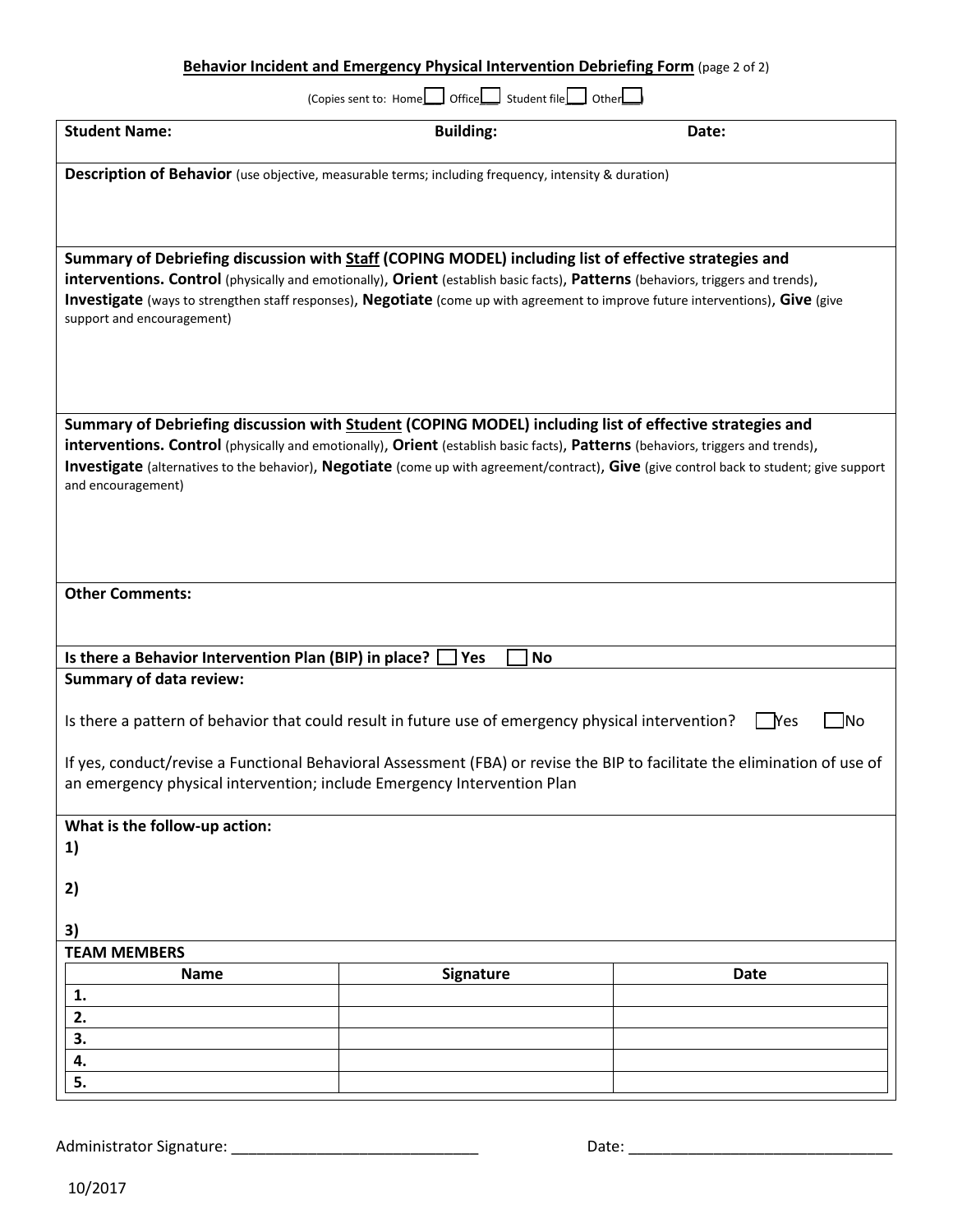## Behavior Incident and Emergency Physical Intervention Debriefing Form (page 2 of 2)

(Copies sent to: Home___ Office___ Student file___ Other___)

**Student Name:** **Building:** **Date:**

**Description of Behavior** (use objective, measurable terms; including frequency, intensity & duration)

**Summary of Debriefing discussion with Staff (COPING MODEL) including list of effective strategies and interventions. Control** (physically and emotionally), **Orient** (establish basic facts), **Patterns** (behaviors, triggers and trends), **Investigate** (ways to strengthen staff responses), **Negotiate** (come up with agreement to improve future interventions), **Give** (give support and encouragement)

**Summary of Debriefing discussion with Student (COPING MODEL) including list of effective strategies and interventions. Control** (physically and emotionally), **Orient** (establish basic facts), **Patterns** (behaviors, triggers and trends), **Investigate** (alternatives to the behavior), **Negotiate** (come up with agreement/contract), **Give** (give control back to student; give support and encouragement)

**Other Comments:**

**Is there a Behavior Intervention Plan (BIP) in place?** ☐ **Yes** ☐ **No**

**Summary of data review:**

Is there a pattern of behavior that could result in future use of emergency physical intervention? ☐ Yes ☐ No

If yes, conduct/revise a Functional Behavioral Assessment (FBA) or revise the BIP to facilitate the elimination of use of an emergency physical intervention; include Emergency Intervention Plan

**What is the follow-up action:**

**1)**

**2)**

**3)**

**TEAM MEMBERS**

| Name | Signature | Date |
|---|---|---|
| **1.** | | |
| **2.** | | |
| **3.** | | |
| **4.** | | |
| **5.** | | |

Administrator Signature: _____________________________ Date: _______________________________

10/2017